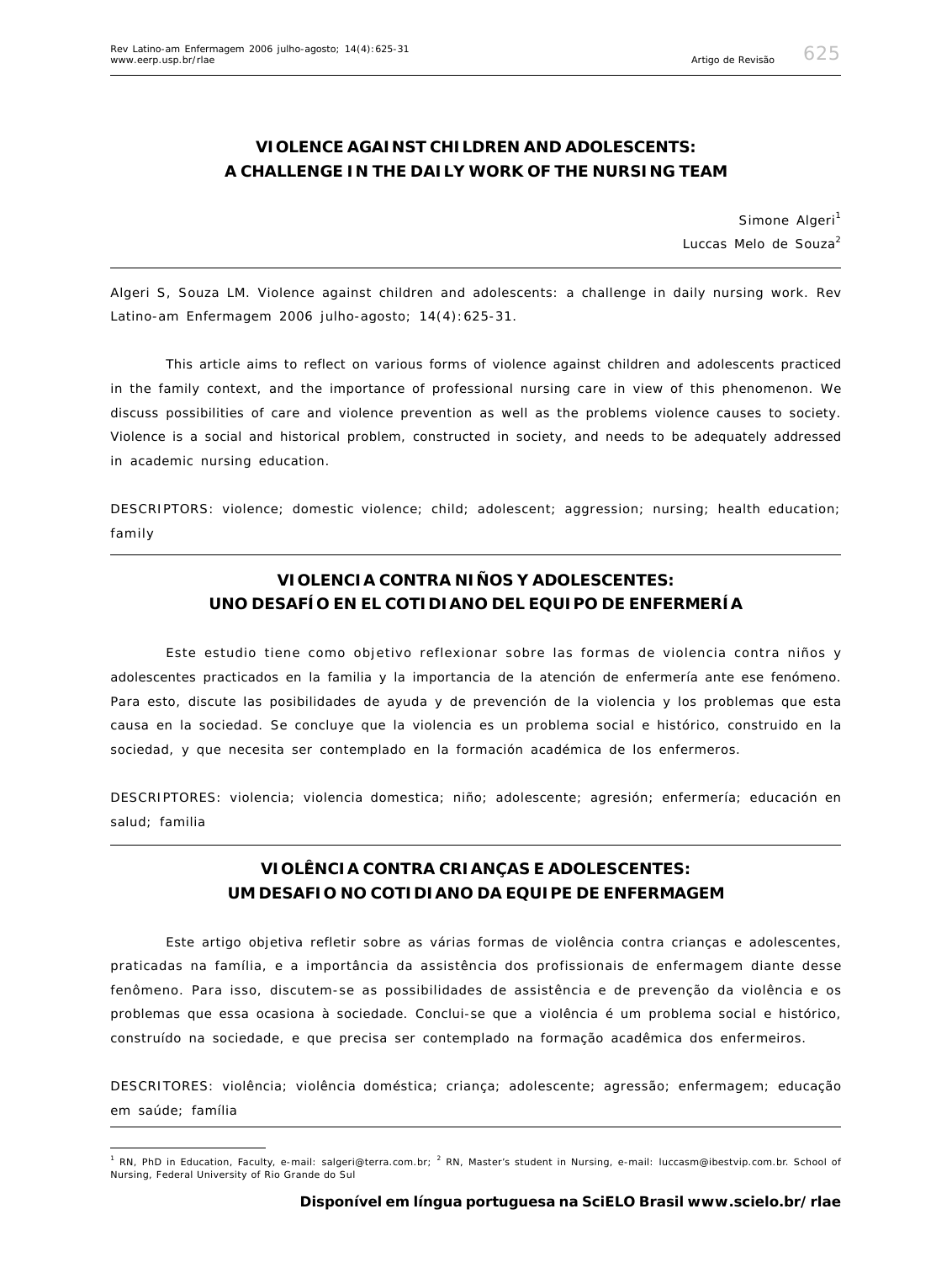# VIOLENCE AGAINST CHILDREN AND ADOLESCENTS: A CHALLENGE IN THE DAILY WORK OF THE NURSING TEAM

Simone Algeri[1]
Luccas Melo de Souza[2]

Algeri S, Souza LM. Violence against children and adolescents: a challenge in daily nursing work. Rev Latino-am Enfermagem 2006 julho-agosto; 14(4):625-31.

This article aims to reflect on various forms of violence against children and adolescents practiced in the family context, and the importance of professional nursing care in view of this phenomenon. We discuss possibilities of care and violence prevention as well as the problems violence causes to society. Violence is a social and historical problem, constructed in society, and needs to be adequately addressed in academic nursing education.

DESCRIPTORS: violence; domestic violence; child; adolescent; aggression; nursing; health education; family

## VIOLENCIA CONTRA NIÑOS Y ADOLESCENTES: UNO DESAFÍO EN EL COTIDIANO DEL EQUIPO DE ENFERMERÍA

Este estudio tiene como objetivo reflexionar sobre las formas de violencia contra niños y adolescentes practicados en la familia y la importancia de la atención de enfermería ante ese fenómeno. Para esto, discute las posibilidades de ayuda y de prevención de la violencia y los problemas que esta causa en la sociedad. Se concluye que la violencia es un problema social e histórico, construido en la sociedad, y que necesita ser contemplado en la formación académica de los enfermeros.

DESCRIPTORES: violencia; violencia domestica; niño; adolescente; agresión; enfermería; educación en salud; familia

## VIOLÊNCIA CONTRA CRIANÇAS E ADOLESCENTES: UM DESAFIO NO COTIDIANO DA EQUIPE DE ENFERMAGEM

Este artigo objetiva refletir sobre as várias formas de violência contra crianças e adolescentes, praticadas na família, e a importância da assistência dos profissionais de enfermagem diante desse fenômeno. Para isso, discutem-se as possibilidades de assistência e de prevenção da violência e os problemas que essa ocasiona à sociedade. Conclui-se que a violência é um problema social e histórico, construído na sociedade, e que precisa ser contemplado na formação acadêmica dos enfermeiros.

DESCRITORES: violência; violência doméstica; criança; adolescente; agressão; enfermagem; educação em saúde; família

---

[1] RN, PhD in Education, Faculty, e-mail: salgeri@terra.com.br; [2] RN, Master's student in Nursing, e-mail: luccasm@ibestvip.com.br. School of Nursing, Federal University of Rio Grande do Sul

**Disponível em língua portuguesa na SciELO Brasil www.scielo.br/rlae**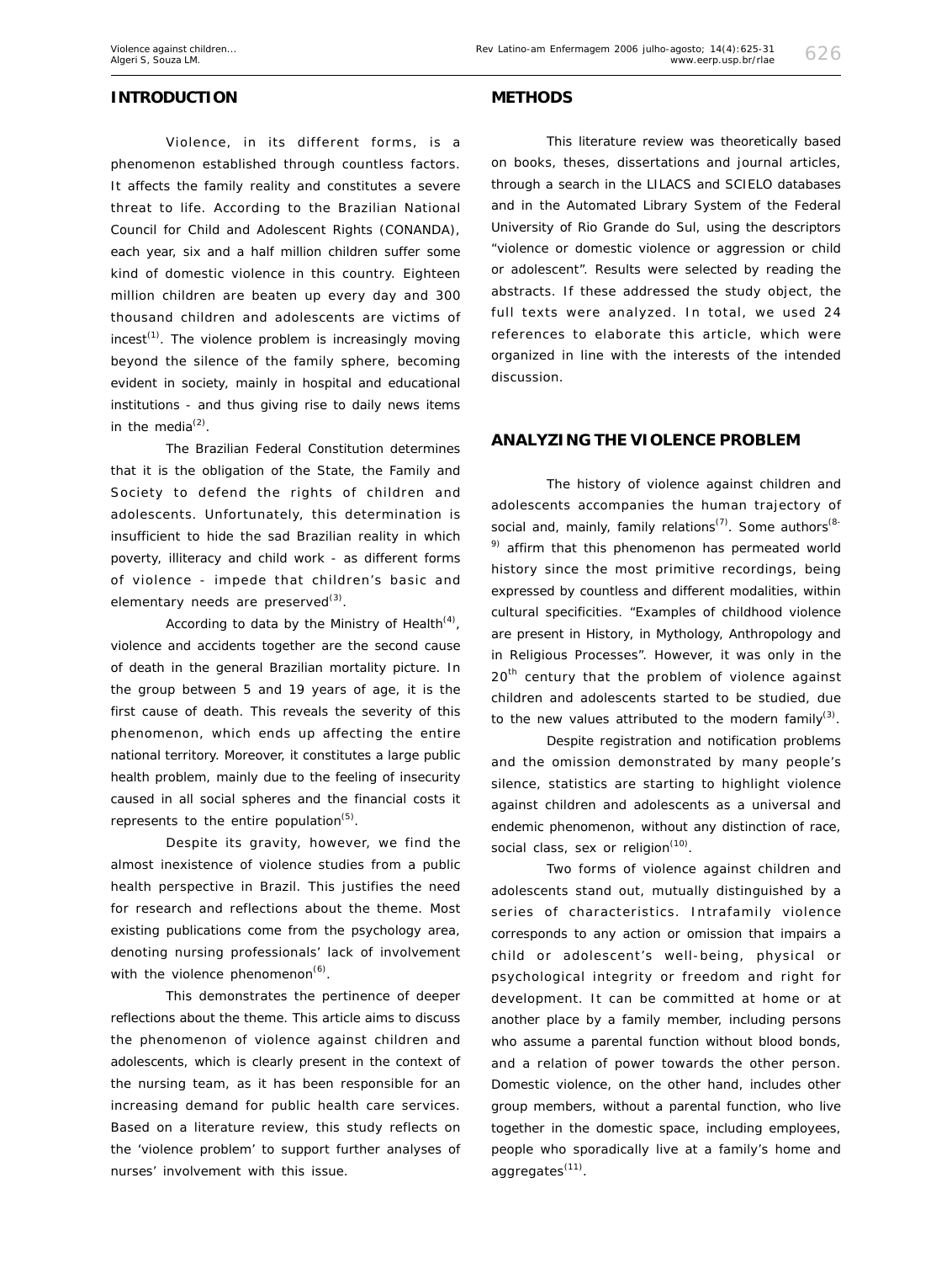## INTRODUCTION

Violence, in its different forms, is a phenomenon established through countless factors. It affects the family reality and constitutes a severe threat to life. According to the Brazilian National Council for Child and Adolescent Rights (CONANDA), each year, six and a half million children suffer some kind of domestic violence in this country. Eighteen million children are beaten up every day and 300 thousand children and adolescents are victims of incest[1]. The violence problem is increasingly moving beyond the silence of the family sphere, becoming evident in society, mainly in hospital and educational institutions - and thus giving rise to daily news items in the media[2].

The Brazilian Federal Constitution determines that it is the obligation of the State, the Family and Society to defend the rights of children and adolescents. Unfortunately, this determination is insufficient to hide the sad Brazilian reality in which poverty, illiteracy and child work - as different forms of violence - impede that children's basic and elementary needs are preserved[3].

According to data by the Ministry of Health[4], violence and accidents together are the second cause of death in the general Brazilian mortality picture. In the group between 5 and 19 years of age, it is the first cause of death. This reveals the severity of this phenomenon, which ends up affecting the entire national territory. Moreover, it constitutes a large public health problem, mainly due to the feeling of insecurity caused in all social spheres and the financial costs it represents to the entire population[5].

Despite its gravity, however, we find the almost inexistence of violence studies from a public health perspective in Brazil. This justifies the need for research and reflections about the theme. Most existing publications come from the psychology area, denoting nursing professionals' lack of involvement with the violence phenomenon[6].

This demonstrates the pertinence of deeper reflections about the theme. This article aims to discuss the phenomenon of violence against children and adolescents, which is clearly present in the context of the nursing team, as it has been responsible for an increasing demand for public health care services. Based on a literature review, this study reflects on the 'violence problem' to support further analyses of nurses' involvement with this issue.

## METHODS

This literature review was theoretically based on books, theses, dissertations and journal articles, through a search in the LILACS and SCIELO databases and in the Automated Library System of the Federal University of Rio Grande do Sul, using the descriptors "violence or domestic violence or aggression or child or adolescent". Results were selected by reading the abstracts. If these addressed the study object, the full texts were analyzed. In total, we used 24 references to elaborate this article, which were organized in line with the interests of the intended discussion.

## ANALYZING THE VIOLENCE PROBLEM

The history of violence against children and adolescents accompanies the human trajectory of social and, mainly, family relations[7]. Some authors[8-9] affirm that this phenomenon has permeated world history since the most primitive recordings, being expressed by countless and different modalities, within cultural specificities. "Examples of childhood violence are present in History, in Mythology, Anthropology and in Religious Processes". However, it was only in the 20th century that the problem of violence against children and adolescents started to be studied, due to the new values attributed to the modern family[3].

Despite registration and notification problems and the omission demonstrated by many people's silence, statistics are starting to highlight violence against children and adolescents as a universal and endemic phenomenon, without any distinction of race, social class, sex or religion[10].

Two forms of violence against children and adolescents stand out, mutually distinguished by a series of characteristics. Intrafamily violence corresponds to any action or omission that impairs a child or adolescent's well-being, physical or psychological integrity or freedom and right for development. It can be committed at home or at another place by a family member, including persons who assume a parental function without blood bonds, and a relation of power towards the other person. Domestic violence, on the other hand, includes other group members, without a parental function, who live together in the domestic space, including employees, people who sporadically live at a family's home and aggregates[11].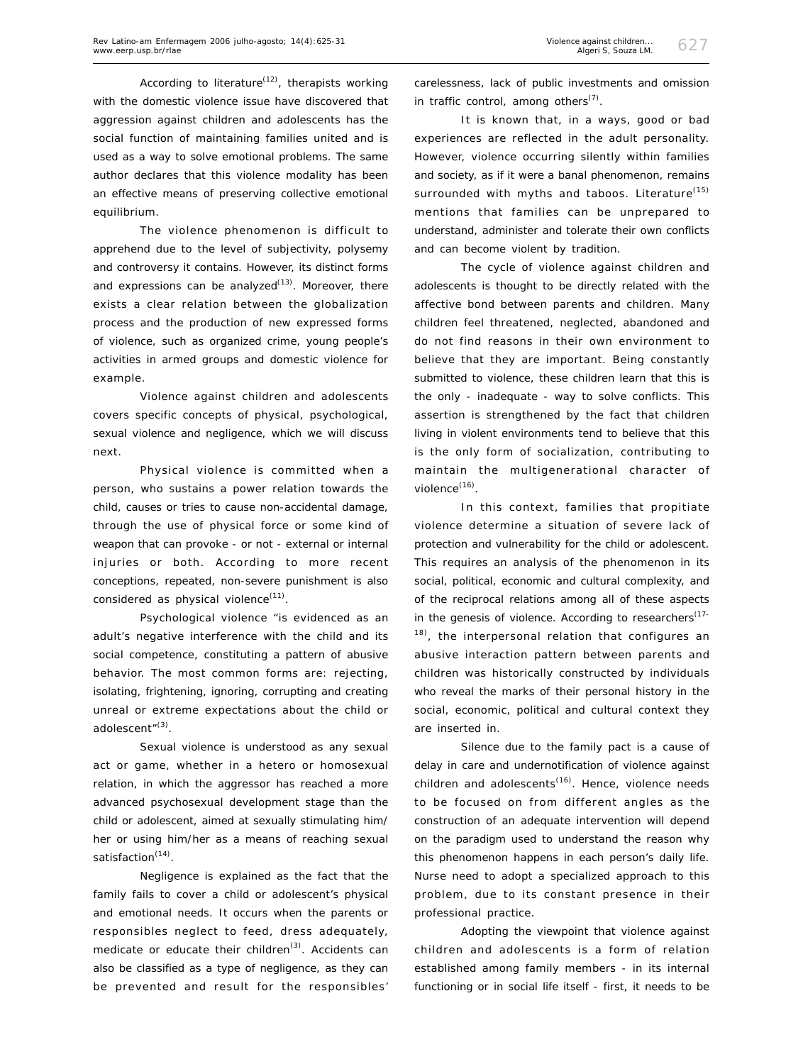According to literature[12], therapists working with the domestic violence issue have discovered that aggression against children and adolescents has the social function of maintaining families united and is used as a way to solve emotional problems. The same author declares that this violence modality has been an effective means of preserving collective emotional equilibrium.

The violence phenomenon is difficult to apprehend due to the level of subjectivity, polysemy and controversy it contains. However, its distinct forms and expressions can be analyzed[13]. Moreover, there exists a clear relation between the globalization process and the production of new expressed forms of violence, such as organized crime, young people's activities in armed groups and domestic violence for example.

Violence against children and adolescents covers specific concepts of physical, psychological, sexual violence and negligence, which we will discuss next.

Physical violence is committed when a person, who sustains a power relation towards the child, causes or tries to cause non-accidental damage, through the use of physical force or some kind of weapon that can provoke - or not - external or internal injuries or both. According to more recent conceptions, repeated, non-severe punishment is also considered as physical violence[11].

Psychological violence "is evidenced as an adult's negative interference with the child and its social competence, constituting a pattern of abusive behavior. The most common forms are: rejecting, isolating, frightening, ignoring, corrupting and creating unreal or extreme expectations about the child or adolescent"[3].

Sexual violence is understood as any sexual act or game, whether in a hetero or homosexual relation, in which the aggressor has reached a more advanced psychosexual development stage than the child or adolescent, aimed at sexually stimulating him/her or using him/her as a means of reaching sexual satisfaction[14].

Negligence is explained as the fact that the family fails to cover a child or adolescent's physical and emotional needs. It occurs when the parents or responsibles neglect to feed, dress adequately, medicate or educate their children[3]. Accidents can also be classified as a type of negligence, as they can be prevented and result for the responsibles' carelessness, lack of public investments and omission in traffic control, among others[7].

It is known that, in a ways, good or bad experiences are reflected in the adult personality. However, violence occurring silently within families and society, as if it were a banal phenomenon, remains surrounded with myths and taboos. Literature[15] mentions that families can be unprepared to understand, administer and tolerate their own conflicts and can become violent by tradition.

The cycle of violence against children and adolescents is thought to be directly related with the affective bond between parents and children. Many children feel threatened, neglected, abandoned and do not find reasons in their own environment to believe that they are important. Being constantly submitted to violence, these children learn that this is the only - inadequate - way to solve conflicts. This assertion is strengthened by the fact that children living in violent environments tend to believe that this is the only form of socialization, contributing to maintain the multigenerational character of violence[16].

In this context, families that propitiate violence determine a situation of severe lack of protection and vulnerability for the child or adolescent. This requires an analysis of the phenomenon in its social, political, economic and cultural complexity, and of the reciprocal relations among all of these aspects in the genesis of violence. According to researchers[17-18], the interpersonal relation that configures an abusive interaction pattern between parents and children was historically constructed by individuals who reveal the marks of their personal history in the social, economic, political and cultural context they are inserted in.

Silence due to the family pact is a cause of delay in care and undernotification of violence against children and adolescents[16]. Hence, violence needs to be focused on from different angles as the construction of an adequate intervention will depend on the paradigm used to understand the reason why this phenomenon happens in each person's daily life. Nurse need to adopt a specialized approach to this problem, due to its constant presence in their professional practice.

Adopting the viewpoint that violence against children and adolescents is a form of relation established among family members - in its internal functioning or in social life itself - first, it needs to be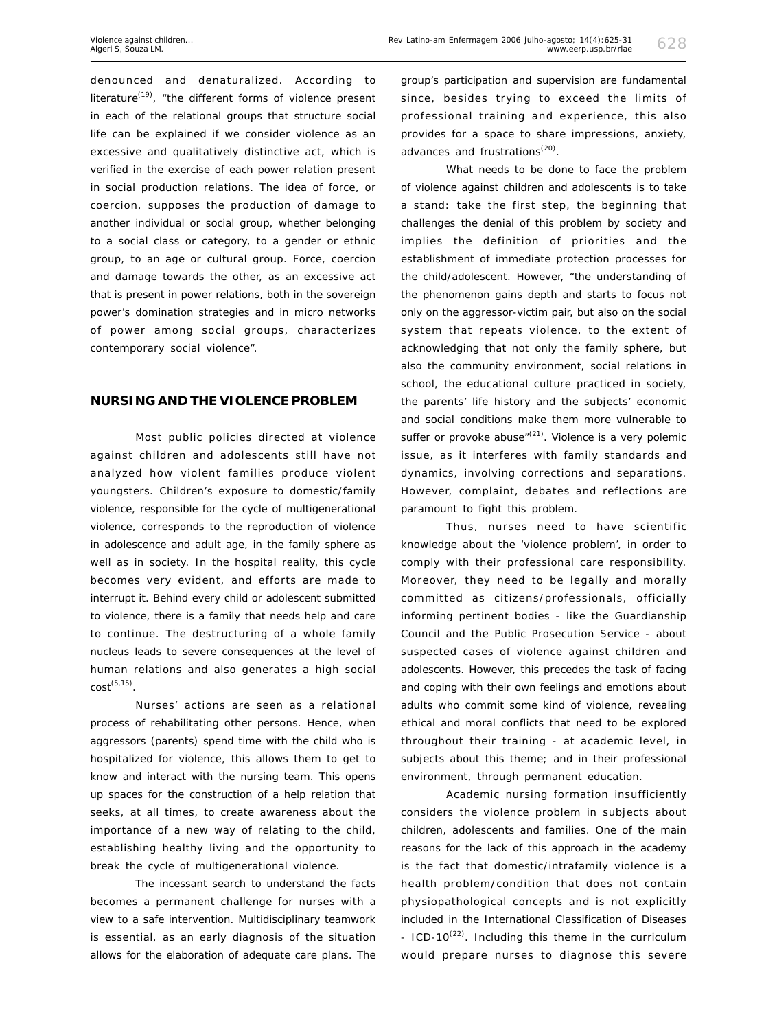denounced and denaturalized. According to literature[19], "the different forms of violence present in each of the relational groups that structure social life can be explained if we consider violence as an excessive and qualitatively distinctive act, which is verified in the exercise of each power relation present in social production relations. The idea of force, or coercion, supposes the production of damage to another individual or social group, whether belonging to a social class or category, to a gender or ethnic group, to an age or cultural group. Force, coercion and damage towards the other, as an excessive act that is present in power relations, both in the sovereign power's domination strategies and in micro networks of power among social groups, characterizes contemporary social violence".

## NURSING AND THE VIOLENCE PROBLEM

Most public policies directed at violence against children and adolescents still have not analyzed how violent families produce violent youngsters. Children's exposure to domestic/family violence, responsible for the cycle of multigenerational violence, corresponds to the reproduction of violence in adolescence and adult age, in the family sphere as well as in society. In the hospital reality, this cycle becomes very evident, and efforts are made to interrupt it. Behind every child or adolescent submitted to violence, there is a family that needs help and care to continue. The destructuring of a whole family nucleus leads to severe consequences at the level of human relations and also generates a high social cost[5,15].

Nurses' actions are seen as a relational process of rehabilitating other persons. Hence, when aggressors (parents) spend time with the child who is hospitalized for violence, this allows them to get to know and interact with the nursing team. This opens up spaces for the construction of a help relation that seeks, at all times, to create awareness about the importance of a new way of relating to the child, establishing healthy living and the opportunity to break the cycle of multigenerational violence.

The incessant search to understand the facts becomes a permanent challenge for nurses with a view to a safe intervention. Multidisciplinary teamwork is essential, as an early diagnosis of the situation allows for the elaboration of adequate care plans. The group's participation and supervision are fundamental since, besides trying to exceed the limits of professional training and experience, this also provides for a space to share impressions, anxiety, advances and frustrations[20].

What needs to be done to face the problem of violence against children and adolescents is to take a stand: take the first step, the beginning that challenges the denial of this problem by society and implies the definition of priorities and the establishment of immediate protection processes for the child/adolescent. However, "the understanding of the phenomenon gains depth and starts to focus not only on the aggressor-victim pair, but also on the social system that repeats violence, to the extent of acknowledging that not only the family sphere, but also the community environment, social relations in school, the educational culture practiced in society, the parents' life history and the subjects' economic and social conditions make them more vulnerable to suffer or provoke abuse"[21]. Violence is a very polemic issue, as it interferes with family standards and dynamics, involving corrections and separations. However, complaint, debates and reflections are paramount to fight this problem.

Thus, nurses need to have scientific knowledge about the 'violence problem', in order to comply with their professional care responsibility. Moreover, they need to be legally and morally committed as citizens/professionals, officially informing pertinent bodies - like the Guardianship Council and the Public Prosecution Service - about suspected cases of violence against children and adolescents. However, this precedes the task of facing and coping with their own feelings and emotions about adults who commit some kind of violence, revealing ethical and moral conflicts that need to be explored throughout their training - at academic level, in subjects about this theme; and in their professional environment, through permanent education.

Academic nursing formation insufficiently considers the violence problem in subjects about children, adolescents and families. One of the main reasons for the lack of this approach in the academy is the fact that domestic/intrafamily violence is a health problem/condition that does not contain physiopathological concepts and is not explicitly included in the International Classification of Diseases - ICD-10[22]. Including this theme in the curriculum would prepare nurses to diagnose this severe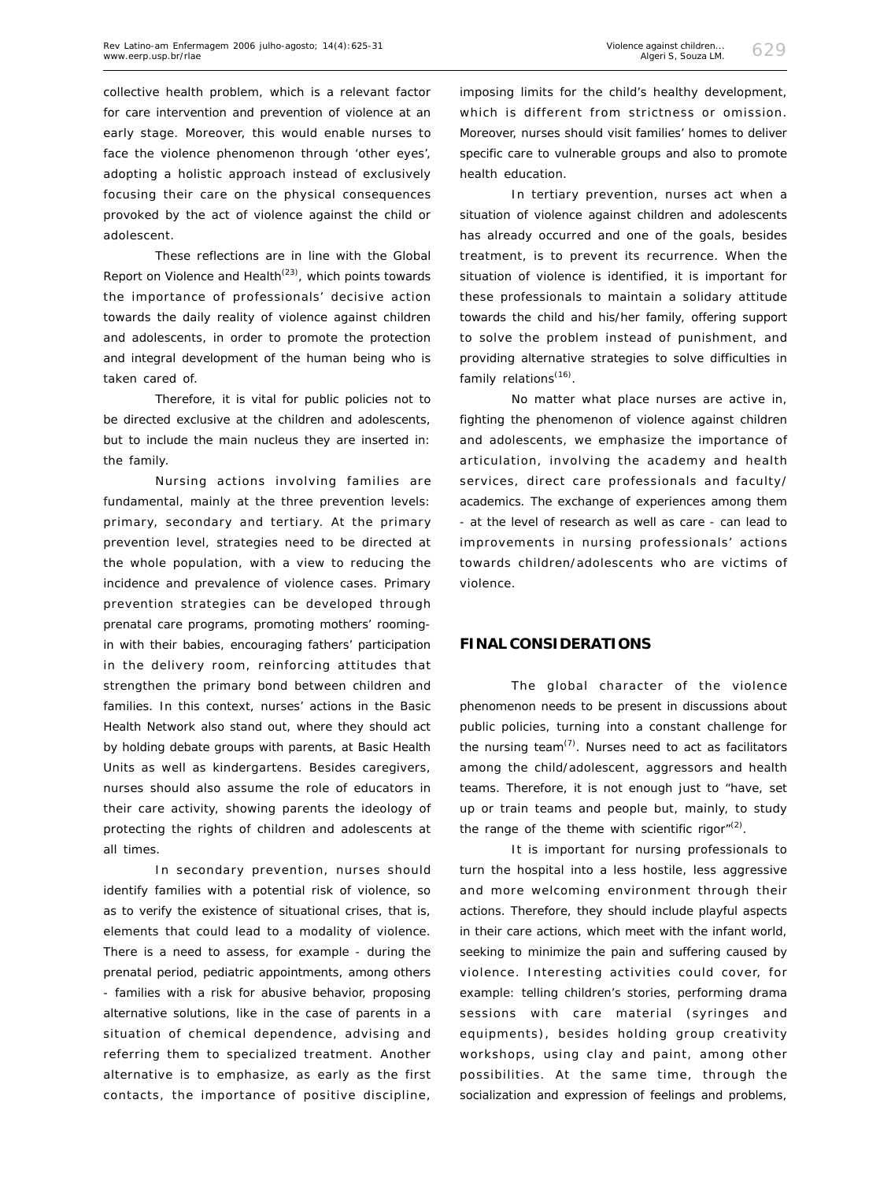collective health problem, which is a relevant factor for care intervention and prevention of violence at an early stage. Moreover, this would enable nurses to face the violence phenomenon through 'other eyes', adopting a holistic approach instead of exclusively focusing their care on the physical consequences provoked by the act of violence against the child or adolescent.

These reflections are in line with the Global Report on Violence and Health[23], which points towards the importance of professionals' decisive action towards the daily reality of violence against children and adolescents, in order to promote the protection and integral development of the human being who is taken cared of.

Therefore, it is vital for public policies not to be directed exclusive at the children and adolescents, but to include the main nucleus they are inserted in: the family.

Nursing actions involving families are fundamental, mainly at the three prevention levels: primary, secondary and tertiary. At the primary prevention level, strategies need to be directed at the whole population, with a view to reducing the incidence and prevalence of violence cases. Primary prevention strategies can be developed through prenatal care programs, promoting mothers' rooming-in with their babies, encouraging fathers' participation in the delivery room, reinforcing attitudes that strengthen the primary bond between children and families. In this context, nurses' actions in the Basic Health Network also stand out, where they should act by holding debate groups with parents, at Basic Health Units as well as kindergartens. Besides caregivers, nurses should also assume the role of educators in their care activity, showing parents the ideology of protecting the rights of children and adolescents at all times.

In secondary prevention, nurses should identify families with a potential risk of violence, so as to verify the existence of situational crises, that is, elements that could lead to a modality of violence. There is a need to assess, for example - during the prenatal period, pediatric appointments, among others - families with a risk for abusive behavior, proposing alternative solutions, like in the case of parents in a situation of chemical dependence, advising and referring them to specialized treatment. Another alternative is to emphasize, as early as the first contacts, the importance of positive discipline, imposing limits for the child's healthy development, which is different from strictness or omission. Moreover, nurses should visit families' homes to deliver specific care to vulnerable groups and also to promote health education.

In tertiary prevention, nurses act when a situation of violence against children and adolescents has already occurred and one of the goals, besides treatment, is to prevent its recurrence. When the situation of violence is identified, it is important for these professionals to maintain a solidary attitude towards the child and his/her family, offering support to solve the problem instead of punishment, and providing alternative strategies to solve difficulties in family relations[16].

No matter what place nurses are active in, fighting the phenomenon of violence against children and adolescents, we emphasize the importance of articulation, involving the academy and health services, direct care professionals and faculty/ academics. The exchange of experiences among them - at the level of research as well as care - can lead to improvements in nursing professionals' actions towards children/adolescents who are victims of violence.

## FINAL CONSIDERATIONS

The global character of the violence phenomenon needs to be present in discussions about public policies, turning into a constant challenge for the nursing team[7]. Nurses need to act as facilitators among the child/adolescent, aggressors and health teams. Therefore, it is not enough just to "have, set up or train teams and people but, mainly, to study the range of the theme with scientific rigor"[2].

It is important for nursing professionals to turn the hospital into a less hostile, less aggressive and more welcoming environment through their actions. Therefore, they should include playful aspects in their care actions, which meet with the infant world, seeking to minimize the pain and suffering caused by violence. Interesting activities could cover, for example: telling children's stories, performing drama sessions with care material (syringes and equipments), besides holding group creativity workshops, using clay and paint, among other possibilities. At the same time, through the socialization and expression of feelings and problems,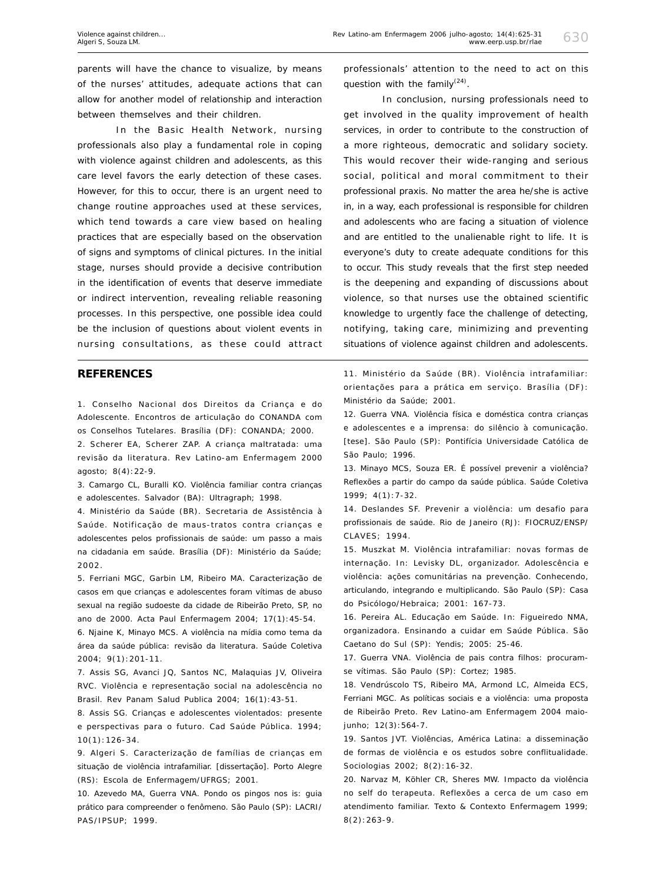parents will have the chance to visualize, by means of the nurses' attitudes, adequate actions that can allow for another model of relationship and interaction between themselves and their children.

In the Basic Health Network, nursing professionals also play a fundamental role in coping with violence against children and adolescents, as this care level favors the early detection of these cases. However, for this to occur, there is an urgent need to change routine approaches used at these services, which tend towards a care view based on healing practices that are especially based on the observation of signs and symptoms of clinical pictures. In the initial stage, nurses should provide a decisive contribution in the identification of events that deserve immediate or indirect intervention, revealing reliable reasoning processes. In this perspective, one possible idea could be the inclusion of questions about violent events in nursing consultations, as these could attract professionals' attention to the need to act on this question with the family[24].

In conclusion, nursing professionals need to get involved in the quality improvement of health services, in order to contribute to the construction of a more righteous, democratic and solidary society. This would recover their wide-ranging and serious social, political and moral commitment to their professional praxis. No matter the area he/she is active in, in a way, each professional is responsible for children and adolescents who are facing a situation of violence and are entitled to the unalienable right to life. It is everyone's duty to create adequate conditions for this to occur. This study reveals that the first step needed is the deepening and expanding of discussions about violence, so that nurses use the obtained scientific knowledge to urgently face the challenge of detecting, notifying, taking care, minimizing and preventing situations of violence against children and adolescents.

## REFERENCES

1. Conselho Nacional dos Direitos da Criança e do Adolescente. Encontros de articulação do CONANDA com os Conselhos Tutelares. Brasília (DF): CONANDA; 2000.
2. Scherer EA, Scherer ZAP. A criança maltratada: uma revisão da literatura. Rev Latino-am Enfermagem 2000 agosto; 8(4):22-9.
3. Camargo CL, Buralli KO. Violência familiar contra crianças e adolescentes. Salvador (BA): Ultragraph; 1998.
4. Ministério da Saúde (BR). Secretaria de Assistência à Saúde. Notificação de maus-tratos contra crianças e adolescentes pelos profissionais de saúde: um passo a mais na cidadania em saúde. Brasília (DF): Ministério da Saúde; 2002.
5. Ferriani MGC, Garbin LM, Ribeiro MA. Caracterização de casos em que crianças e adolescentes foram vítimas de abuso sexual na região sudoeste da cidade de Ribeirão Preto, SP, no ano de 2000. Acta Paul Enfermagem 2004; 17(1):45-54.
6. Njaine K, Minayo MCS. A violência na mídia como tema da área da saúde pública: revisão da literatura. Saúde Coletiva 2004; 9(1):201-11.
7. Assis SG, Avanci JQ, Santos NC, Malaquias JV, Oliveira RVC. Violência e representação social na adolescência no Brasil. Rev Panam Salud Publica 2004; 16(1):43-51.
8. Assis SG. Crianças e adolescentes violentados: presente e perspectivas para o futuro. Cad Saúde Pública. 1994; 10(1):126-34.
9. Algeri S. Caracterização de famílias de crianças em situação de violência intrafamiliar. [dissertação]. Porto Alegre (RS): Escola de Enfermagem/UFRGS; 2001.
10. Azevedo MA, Guerra VNA. Pondo os pingos nos is: guia prático para compreender o fenômeno. São Paulo (SP): LACRI/PAS/IPSUP; 1999.
11. Ministério da Saúde (BR). Violência intrafamiliar: orientações para a prática em serviço. Brasília (DF): Ministério da Saúde; 2001.
12. Guerra VNA. Violência física e doméstica contra crianças e adolescentes e a imprensa: do silêncio à comunicação. [tese]. São Paulo (SP): Pontifícia Universidade Católica de São Paulo; 1996.
13. Minayo MCS, Souza ER. É possível prevenir a violência? Reflexões a partir do campo da saúde pública. Saúde Coletiva 1999; 4(1):7-32.
14. Deslandes SF. Prevenir a violência: um desafio para profissionais de saúde. Rio de Janeiro (RJ): FIOCRUZ/ENSP/CLAVES; 1994.
15. Muszkat M. Violência intrafamiliar: novas formas de internação. In: Levisky DL, organizador. Adolescência e violência: ações comunitárias na prevenção. Conhecendo, articulando, integrando e multiplicando. São Paulo (SP): Casa do Psicólogo/Hebraica; 2001: 167-73.
16. Pereira AL. Educação em Saúde. In: Figueiredo NMA, organizadora. Ensinando a cuidar em Saúde Pública. São Caetano do Sul (SP): Yendis; 2005: 25-46.
17. Guerra VNA. Violência de pais contra filhos: procuram-se vítimas. São Paulo (SP): Cortez; 1985.
18. Vendrúscolo TS, Ribeiro MA, Armond LC, Almeida ECS, Ferriani MGC. As políticas sociais e a violência: uma proposta de Ribeirão Preto. Rev Latino-am Enfermagem 2004 maio-junho; 12(3):564-7.
19. Santos JVT. Violências, América Latina: a disseminação de formas de violência e os estudos sobre conflitualidade. Sociologias 2002; 8(2):16-32.
20. Narvaz M, Köhler CR, Sheres MW. Impacto da violência no self do terapeuta. Reflexões a cerca de um caso em atendimento familiar. Texto & Contexto Enfermagem 1999; 8(2):263-9.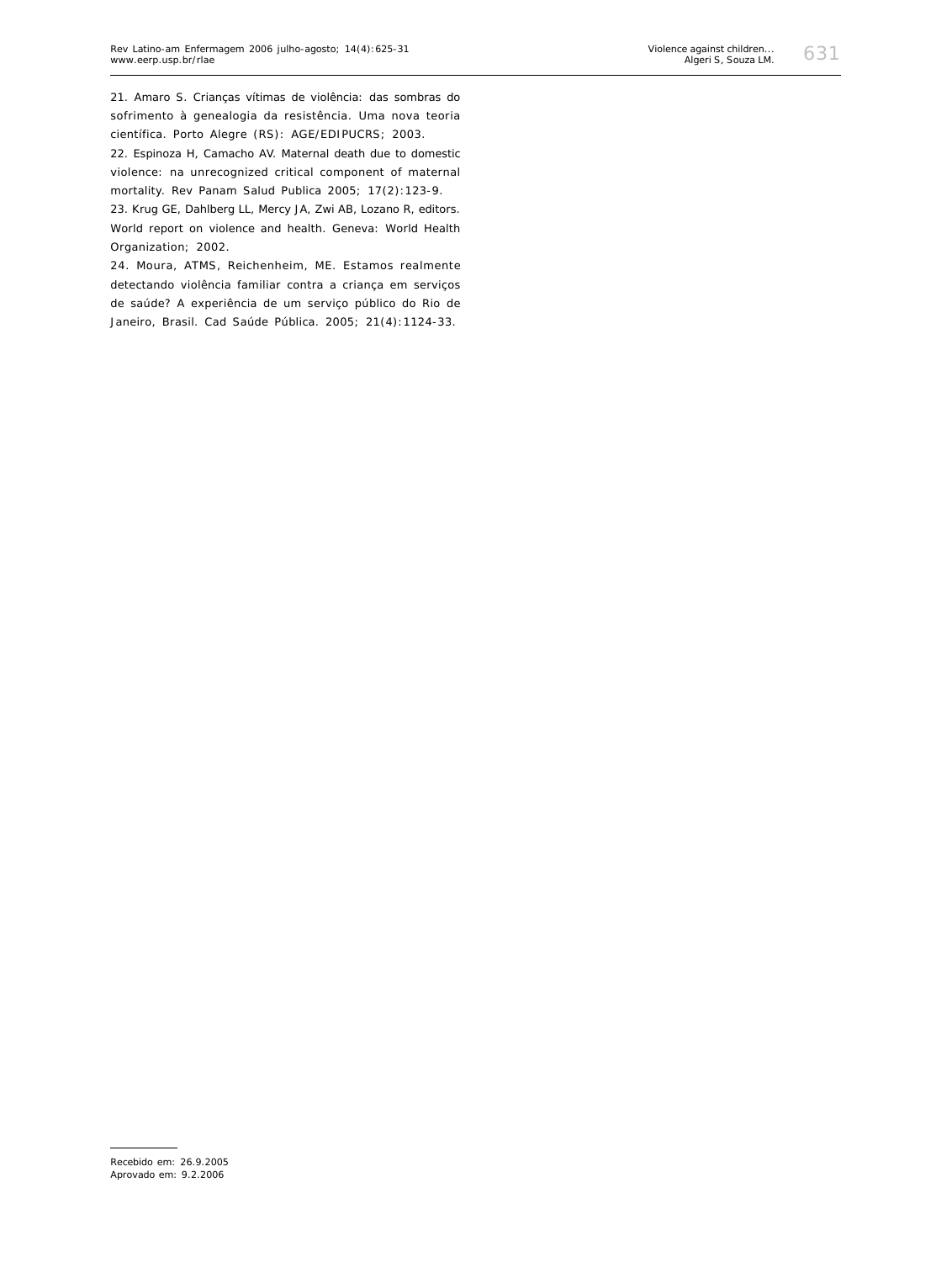21. Amaro S. Crianças vítimas de violência: das sombras do sofrimento à genealogia da resistência. Uma nova teoria científica. Porto Alegre (RS): AGE/EDIPUCRS; 2003.

22. Espinoza H, Camacho AV. Maternal death due to domestic violence: na unrecognized critical component of maternal mortality. Rev Panam Salud Publica 2005; 17(2):123-9.

23. Krug GE, Dahlberg LL, Mercy JA, Zwi AB, Lozano R, editors. World report on violence and health. Geneva: World Health Organization; 2002.

24. Moura, ATMS, Reichenheim, ME. Estamos realmente detectando violência familiar contra a criança em serviços de saúde? A experiência de um serviço público do Rio de Janeiro, Brasil. Cad Saúde Pública. 2005; 21(4):1124-33.

Recebido em: 26.9.2005
Aprovado em: 9.2.2006